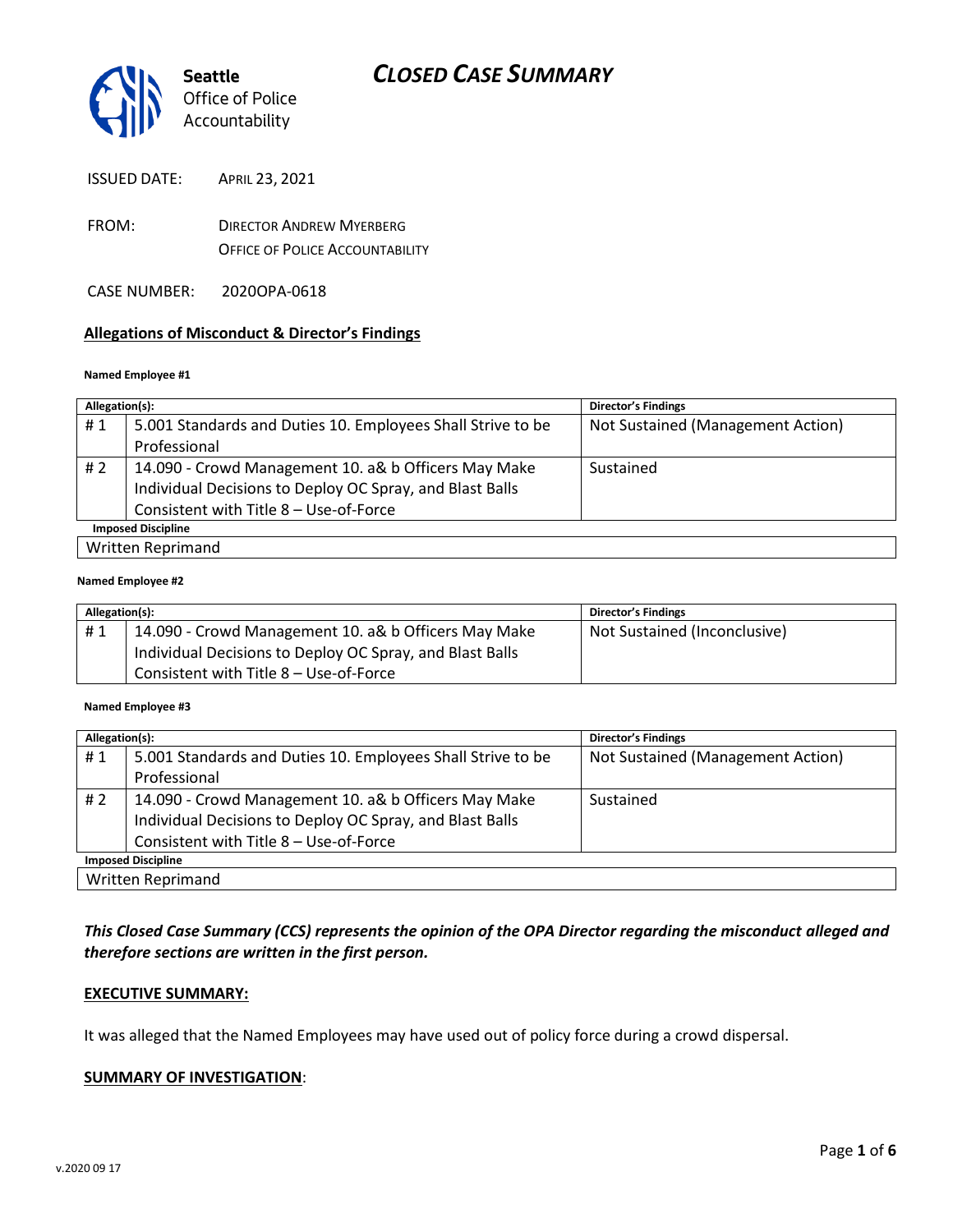Seattle Office of Police Accountability

# CLOSED CASE SUMMARY

ISSUED DATE: April 23, 2021

FROM: Director Andrew Myerberg
Office of Police Accountability

CASE NUMBER: 2020OPA-0618

## Allegations of Misconduct & Director's Findings

**Named Employee #1**

| Allegation(s): | | Director's Findings |
|---|---|---|
| # 1 | 5.001 Standards and Duties 10. Employees Shall Strive to be Professional | Not Sustained (Management Action) |
| # 2 | 14.090 - Crowd Management 10. a& b Officers May Make Individual Decisions to Deploy OC Spray, and Blast Balls Consistent with Title 8 – Use-of-Force | Sustained |
| **Imposed Discipline** | | |
| Written Reprimand | | |

**Named Employee #2**

| Allegation(s): | | Director's Findings |
|---|---|---|
| # 1 | 14.090 - Crowd Management 10. a& b Officers May Make Individual Decisions to Deploy OC Spray, and Blast Balls Consistent with Title 8 – Use-of-Force | Not Sustained (Inconclusive) |

**Named Employee #3**

| Allegation(s): | | Director's Findings |
|---|---|---|
| # 1 | 5.001 Standards and Duties 10. Employees Shall Strive to be Professional | Not Sustained (Management Action) |
| # 2 | 14.090 - Crowd Management 10. a& b Officers May Make Individual Decisions to Deploy OC Spray, and Blast Balls Consistent with Title 8 – Use-of-Force | Sustained |
| **Imposed Discipline** | | |
| Written Reprimand | | |

***This Closed Case Summary (CCS) represents the opinion of the OPA Director regarding the misconduct alleged and therefore sections are written in the first person.***

**EXECUTIVE SUMMARY:**

It was alleged that the Named Employees may have used out of policy force during a crowd dispersal.

**SUMMARY OF INVESTIGATION:**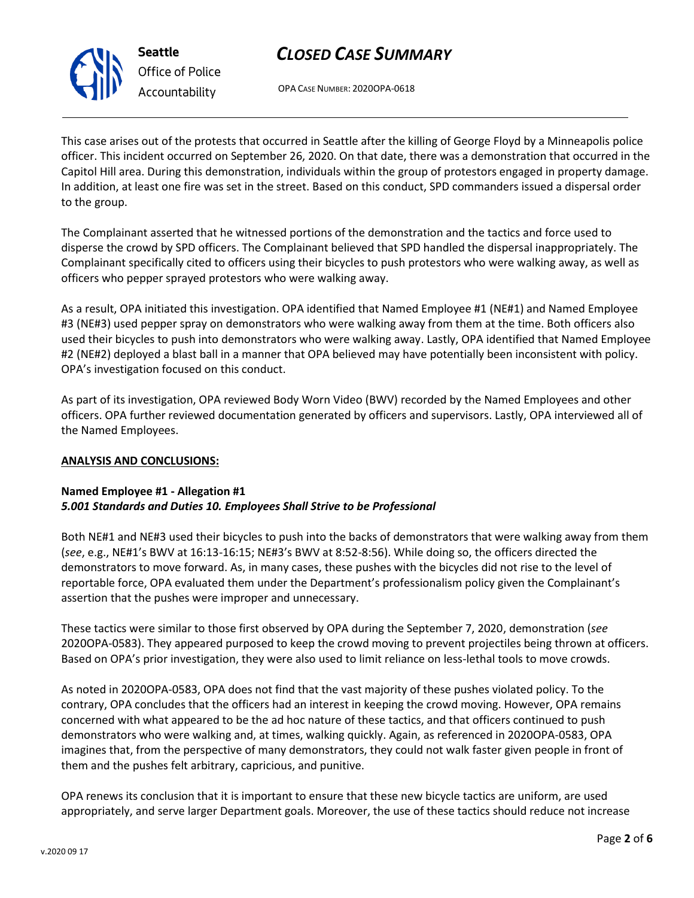This case arises out of the protests that occurred in Seattle after the killing of George Floyd by a Minneapolis police officer. This incident occurred on September 26, 2020. On that date, there was a demonstration that occurred in the Capitol Hill area. During this demonstration, individuals within the group of protestors engaged in property damage. In addition, at least one fire was set in the street. Based on this conduct, SPD commanders issued a dispersal order to the group.

The Complainant asserted that he witnessed portions of the demonstration and the tactics and force used to disperse the crowd by SPD officers. The Complainant believed that SPD handled the dispersal inappropriately. The Complainant specifically cited to officers using their bicycles to push protestors who were walking away, as well as officers who pepper sprayed protestors who were walking away.

As a result, OPA initiated this investigation. OPA identified that Named Employee #1 (NE#1) and Named Employee #3 (NE#3) used pepper spray on demonstrators who were walking away from them at the time. Both officers also used their bicycles to push into demonstrators who were walking away. Lastly, OPA identified that Named Employee #2 (NE#2) deployed a blast ball in a manner that OPA believed may have potentially been inconsistent with policy. OPA's investigation focused on this conduct.

As part of its investigation, OPA reviewed Body Worn Video (BWV) recorded by the Named Employees and other officers. OPA further reviewed documentation generated by officers and supervisors. Lastly, OPA interviewed all of the Named Employees.

**ANALYSIS AND CONCLUSIONS:**

**Named Employee #1 - Allegation #1**
***5.001 Standards and Duties 10. Employees Shall Strive to be Professional***

Both NE#1 and NE#3 used their bicycles to push into the backs of demonstrators that were walking away from them (*see*, e.g., NE#1's BWV at 16:13-16:15; NE#3's BWV at 8:52-8:56). While doing so, the officers directed the demonstrators to move forward. As, in many cases, these pushes with the bicycles did not rise to the level of reportable force, OPA evaluated them under the Department's professionalism policy given the Complainant's assertion that the pushes were improper and unnecessary.

These tactics were similar to those first observed by OPA during the September 7, 2020, demonstration (*see* 2020OPA-0583). They appeared purposed to keep the crowd moving to prevent projectiles being thrown at officers. Based on OPA's prior investigation, they were also used to limit reliance on less-lethal tools to move crowds.

As noted in 2020OPA-0583, OPA does not find that the vast majority of these pushes violated policy. To the contrary, OPA concludes that the officers had an interest in keeping the crowd moving. However, OPA remains concerned with what appeared to be the ad hoc nature of these tactics, and that officers continued to push demonstrators who were walking and, at times, walking quickly. Again, as referenced in 2020OPA-0583, OPA imagines that, from the perspective of many demonstrators, they could not walk faster given people in front of them and the pushes felt arbitrary, capricious, and punitive.

OPA renews its conclusion that it is important to ensure that these new bicycle tactics are uniform, are used appropriately, and serve larger Department goals. Moreover, the use of these tactics should reduce not increase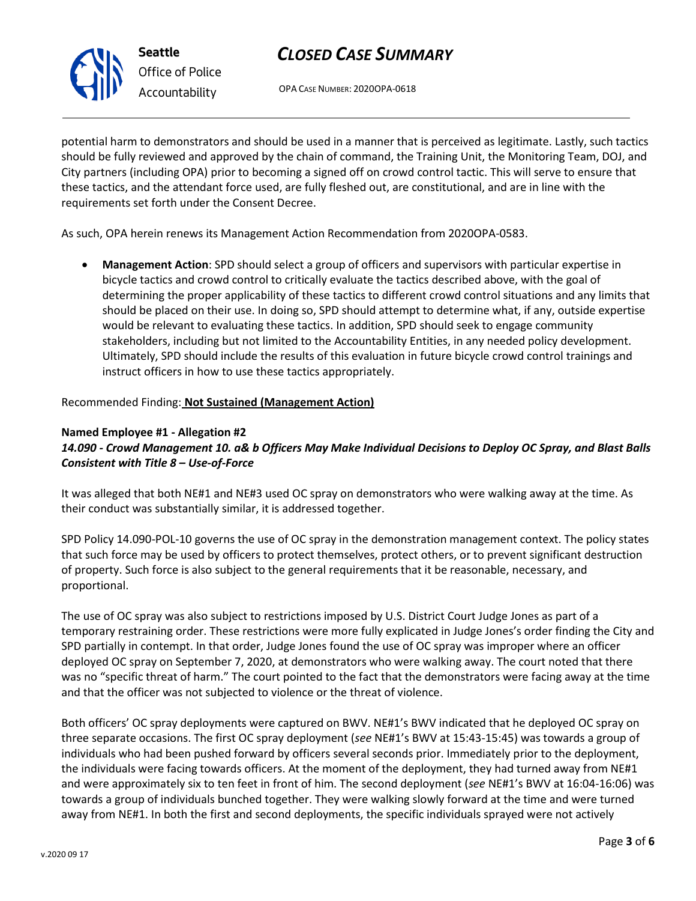potential harm to demonstrators and should be used in a manner that is perceived as legitimate. Lastly, such tactics should be fully reviewed and approved by the chain of command, the Training Unit, the Monitoring Team, DOJ, and City partners (including OPA) prior to becoming a signed off on crowd control tactic. This will serve to ensure that these tactics, and the attendant force used, are fully fleshed out, are constitutional, and are in line with the requirements set forth under the Consent Decree.

As such, OPA herein renews its Management Action Recommendation from 2020OPA-0583.

- **Management Action**: SPD should select a group of officers and supervisors with particular expertise in bicycle tactics and crowd control to critically evaluate the tactics described above, with the goal of determining the proper applicability of these tactics to different crowd control situations and any limits that should be placed on their use. In doing so, SPD should attempt to determine what, if any, outside expertise would be relevant to evaluating these tactics. In addition, SPD should seek to engage community stakeholders, including but not limited to the Accountability Entities, in any needed policy development. Ultimately, SPD should include the results of this evaluation in future bicycle crowd control trainings and instruct officers in how to use these tactics appropriately.

Recommended Finding: **Not Sustained (Management Action)**

**Named Employee #1 - Allegation #2**
***14.090 - Crowd Management 10. a& b Officers May Make Individual Decisions to Deploy OC Spray, and Blast Balls Consistent with Title 8 – Use-of-Force***

It was alleged that both NE#1 and NE#3 used OC spray on demonstrators who were walking away at the time. As their conduct was substantially similar, it is addressed together.

SPD Policy 14.090-POL-10 governs the use of OC spray in the demonstration management context. The policy states that such force may be used by officers to protect themselves, protect others, or to prevent significant destruction of property. Such force is also subject to the general requirements that it be reasonable, necessary, and proportional.

The use of OC spray was also subject to restrictions imposed by U.S. District Court Judge Jones as part of a temporary restraining order. These restrictions were more fully explicated in Judge Jones's order finding the City and SPD partially in contempt. In that order, Judge Jones found the use of OC spray was improper where an officer deployed OC spray on September 7, 2020, at demonstrators who were walking away. The court noted that there was no "specific threat of harm." The court pointed to the fact that the demonstrators were facing away at the time and that the officer was not subjected to violence or the threat of violence.

Both officers' OC spray deployments were captured on BWV. NE#1's BWV indicated that he deployed OC spray on three separate occasions. The first OC spray deployment (*see* NE#1's BWV at 15:43-15:45) was towards a group of individuals who had been pushed forward by officers several seconds prior. Immediately prior to the deployment, the individuals were facing towards officers. At the moment of the deployment, they had turned away from NE#1 and were approximately six to ten feet in front of him. The second deployment (*see* NE#1's BWV at 16:04-16:06) was towards a group of individuals bunched together. They were walking slowly forward at the time and were turned away from NE#1. In both the first and second deployments, the specific individuals sprayed were not actively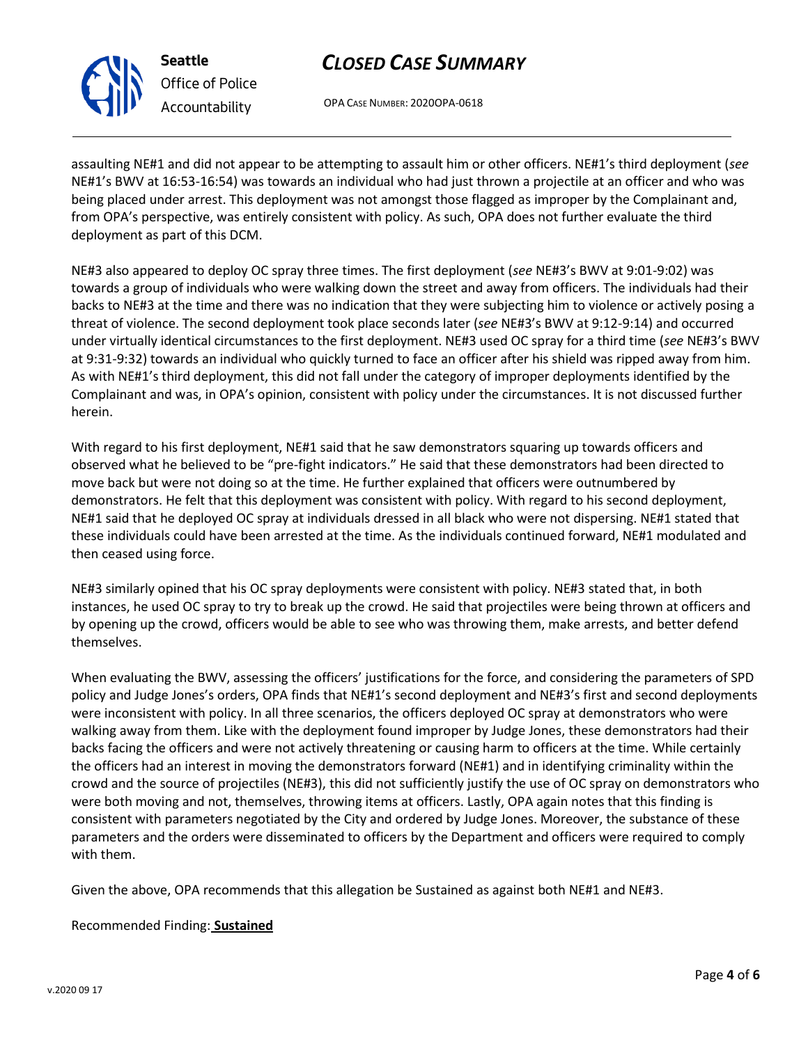assaulting NE#1 and did not appear to be attempting to assault him or other officers. NE#1's third deployment (*see* NE#1's BWV at 16:53-16:54) was towards an individual who had just thrown a projectile at an officer and who was being placed under arrest. This deployment was not amongst those flagged as improper by the Complainant and, from OPA's perspective, was entirely consistent with policy. As such, OPA does not further evaluate the third deployment as part of this DCM.

NE#3 also appeared to deploy OC spray three times. The first deployment (*see* NE#3's BWV at 9:01-9:02) was towards a group of individuals who were walking down the street and away from officers. The individuals had their backs to NE#3 at the time and there was no indication that they were subjecting him to violence or actively posing a threat of violence. The second deployment took place seconds later (*see* NE#3's BWV at 9:12-9:14) and occurred under virtually identical circumstances to the first deployment. NE#3 used OC spray for a third time (*see* NE#3's BWV at 9:31-9:32) towards an individual who quickly turned to face an officer after his shield was ripped away from him. As with NE#1's third deployment, this did not fall under the category of improper deployments identified by the Complainant and was, in OPA's opinion, consistent with policy under the circumstances. It is not discussed further herein.

With regard to his first deployment, NE#1 said that he saw demonstrators squaring up towards officers and observed what he believed to be "pre-fight indicators." He said that these demonstrators had been directed to move back but were not doing so at the time. He further explained that officers were outnumbered by demonstrators. He felt that this deployment was consistent with policy. With regard to his second deployment, NE#1 said that he deployed OC spray at individuals dressed in all black who were not dispersing. NE#1 stated that these individuals could have been arrested at the time. As the individuals continued forward, NE#1 modulated and then ceased using force.

NE#3 similarly opined that his OC spray deployments were consistent with policy. NE#3 stated that, in both instances, he used OC spray to try to break up the crowd. He said that projectiles were being thrown at officers and by opening up the crowd, officers would be able to see who was throwing them, make arrests, and better defend themselves.

When evaluating the BWV, assessing the officers' justifications for the force, and considering the parameters of SPD policy and Judge Jones's orders, OPA finds that NE#1's second deployment and NE#3's first and second deployments were inconsistent with policy. In all three scenarios, the officers deployed OC spray at demonstrators who were walking away from them. Like with the deployment found improper by Judge Jones, these demonstrators had their backs facing the officers and were not actively threatening or causing harm to officers at the time. While certainly the officers had an interest in moving the demonstrators forward (NE#1) and in identifying criminality within the crowd and the source of projectiles (NE#3), this did not sufficiently justify the use of OC spray on demonstrators who were both moving and not, themselves, throwing items at officers. Lastly, OPA again notes that this finding is consistent with parameters negotiated by the City and ordered by Judge Jones. Moreover, the substance of these parameters and the orders were disseminated to officers by the Department and officers were required to comply with them.

Given the above, OPA recommends that this allegation be Sustained as against both NE#1 and NE#3.

Recommended Finding: **Sustained**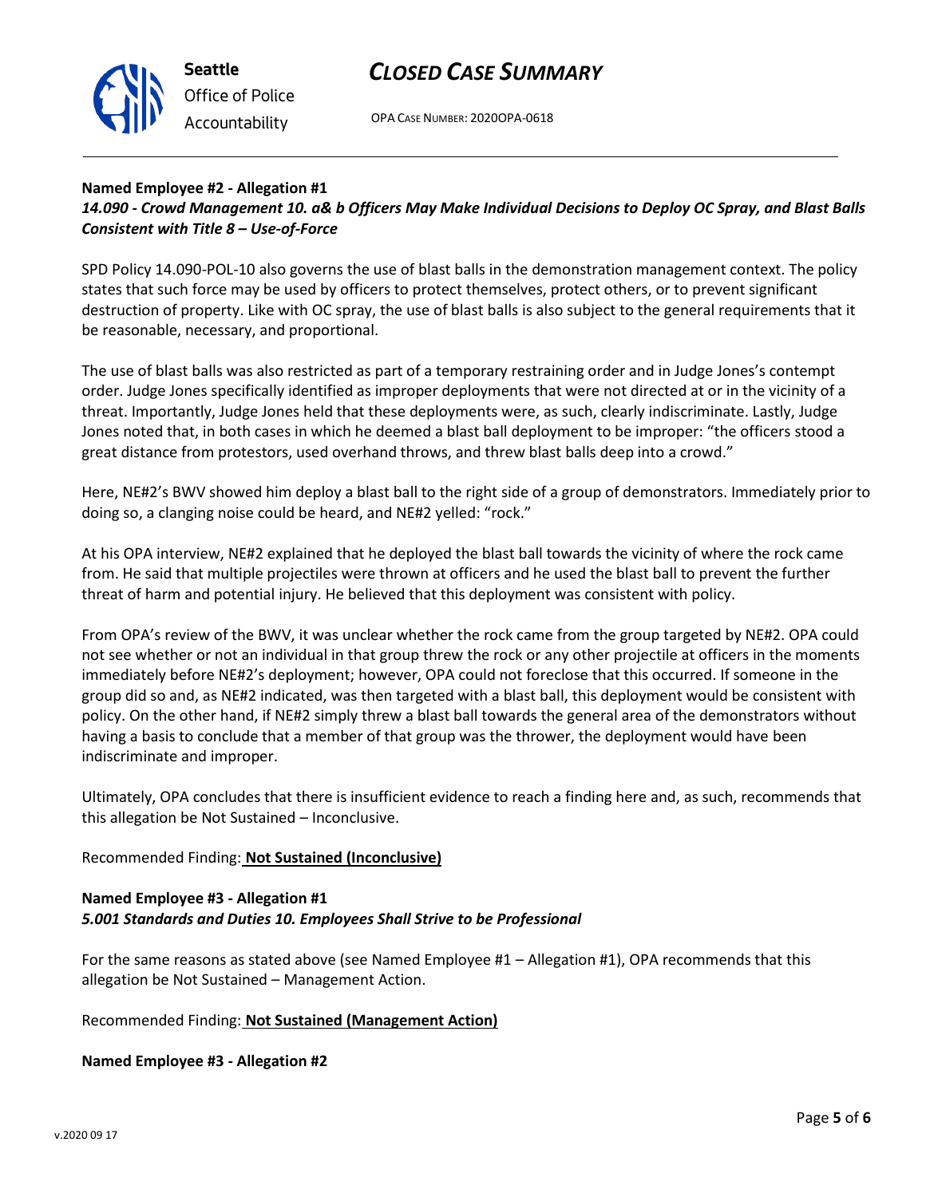**Named Employee #2 - Allegation #1**
***14.090 - Crowd Management 10. a& b Officers May Make Individual Decisions to Deploy OC Spray, and Blast Balls Consistent with Title 8 – Use-of-Force***

SPD Policy 14.090-POL-10 also governs the use of blast balls in the demonstration management context. The policy states that such force may be used by officers to protect themselves, protect others, or to prevent significant destruction of property. Like with OC spray, the use of blast balls is also subject to the general requirements that it be reasonable, necessary, and proportional.

The use of blast balls was also restricted as part of a temporary restraining order and in Judge Jones's contempt order. Judge Jones specifically identified as improper deployments that were not directed at or in the vicinity of a threat. Importantly, Judge Jones held that these deployments were, as such, clearly indiscriminate. Lastly, Judge Jones noted that, in both cases in which he deemed a blast ball deployment to be improper: "the officers stood a great distance from protestors, used overhand throws, and threw blast balls deep into a crowd."

Here, NE#2's BWV showed him deploy a blast ball to the right side of a group of demonstrators. Immediately prior to doing so, a clanging noise could be heard, and NE#2 yelled: "rock."

At his OPA interview, NE#2 explained that he deployed the blast ball towards the vicinity of where the rock came from. He said that multiple projectiles were thrown at officers and he used the blast ball to prevent the further threat of harm and potential injury. He believed that this deployment was consistent with policy.

From OPA's review of the BWV, it was unclear whether the rock came from the group targeted by NE#2. OPA could not see whether or not an individual in that group threw the rock or any other projectile at officers in the moments immediately before NE#2's deployment; however, OPA could not foreclose that this occurred. If someone in the group did so and, as NE#2 indicated, was then targeted with a blast ball, this deployment would be consistent with policy. On the other hand, if NE#2 simply threw a blast ball towards the general area of the demonstrators without having a basis to conclude that a member of that group was the thrower, the deployment would have been indiscriminate and improper.

Ultimately, OPA concludes that there is insufficient evidence to reach a finding here and, as such, recommends that this allegation be Not Sustained – Inconclusive.

Recommended Finding: **Not Sustained (Inconclusive)**

**Named Employee #3 - Allegation #1**
***5.001 Standards and Duties 10. Employees Shall Strive to be Professional***

For the same reasons as stated above (see Named Employee #1 – Allegation #1), OPA recommends that this allegation be Not Sustained – Management Action.

Recommended Finding: **Not Sustained (Management Action)**

**Named Employee #3 - Allegation #2**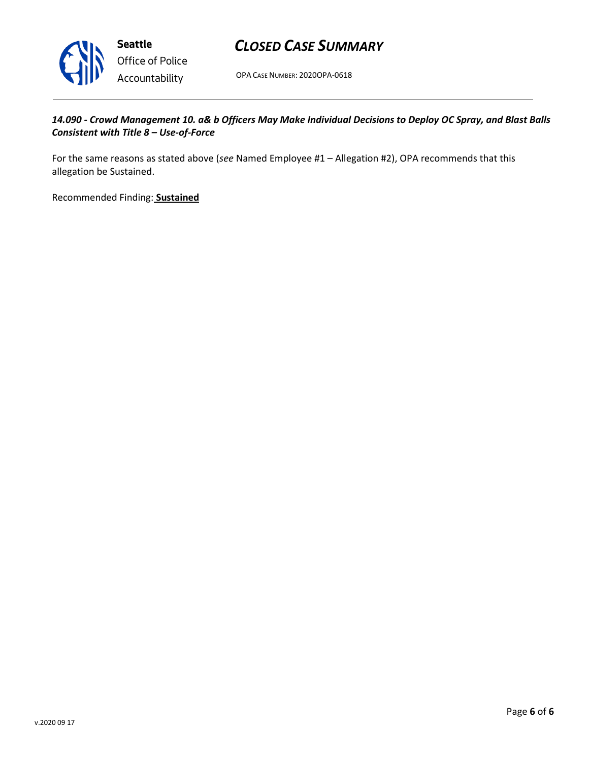***14.090 - Crowd Management 10. a& b Officers May Make Individual Decisions to Deploy OC Spray, and Blast Balls Consistent with Title 8 – Use-of-Force***

For the same reasons as stated above (*see* Named Employee #1 – Allegation #2), OPA recommends that this allegation be Sustained.

Recommended Finding: **Sustained**